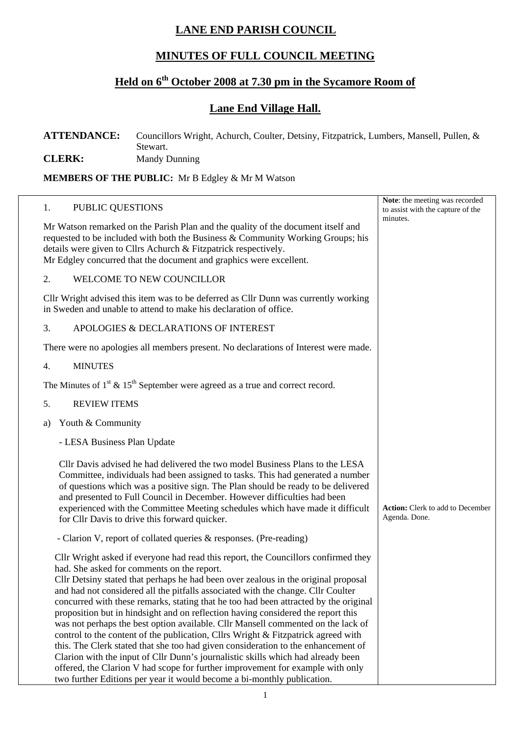# LANE END PARISH COUNCIL

## MINUTES OF FULL COUNCIL MEETING

## Held on 6th October 2008 at 7.30 pm in the Sycamore Room of

## Lane End Village Hall.

**ATTENDANCE:** Councillors Wright, Achurch, Coulter, Detsiny, Fitzpatrick, Lumbers, Mansell, Pullen, & Stewart.

**CLERK:** Mandy Dunning

**MEMBERS OF THE PUBLIC:** Mr B Edgley & Mr M Watson

**Note**: the meeting was recorded to assist with the capture of the minutes.

1. PUBLIC QUESTIONS

Mr Watson remarked on the Parish Plan and the quality of the document itself and requested to be included with both the Business & Community Working Groups; his details were given to Cllrs Achurch & Fitzpatrick respectively.
Mr Edgley concurred that the document and graphics were excellent.

2. WELCOME TO NEW COUNCILLOR

Cllr Wright advised this item was to be deferred as Cllr Dunn was currently working in Sweden and unable to attend to make his declaration of office.

3. APOLOGIES & DECLARATIONS OF INTEREST

There were no apologies all members present. No declarations of Interest were made.

4. MINUTES

The Minutes of 1st & 15th September were agreed as a true and correct record.

5. REVIEW ITEMS

a) Youth & Community

- LESA Business Plan Update

Cllr Davis advised he had delivered the two model Business Plans to the LESA Committee, individuals had been assigned to tasks. This had generated a number of questions which was a positive sign. The Plan should be ready to be delivered and presented to Full Council in December. However difficulties had been experienced with the Committee Meeting schedules which have made it difficult for Cllr Davis to drive this forward quicker.

**Action:** Clerk to add to December Agenda. Done.

- Clarion V, report of collated queries & responses. (Pre-reading)

Cllr Wright asked if everyone had read this report, the Councillors confirmed they had. She asked for comments on the report.
Cllr Detsiny stated that perhaps he had been over zealous in the original proposal and had not considered all the pitfalls associated with the change. Cllr Coulter concurred with these remarks, stating that he too had been attracted by the original proposition but in hindsight and on reflection having considered the report this was not perhaps the best option available. Cllr Mansell commented on the lack of control to the content of the publication, Cllrs Wright & Fitzpatrick agreed with this. The Clerk stated that she too had given consideration to the enhancement of Clarion with the input of Cllr Dunn's journalistic skills which had already been offered, the Clarion V had scope for further improvement for example with only two further Editions per year it would become a bi-monthly publication.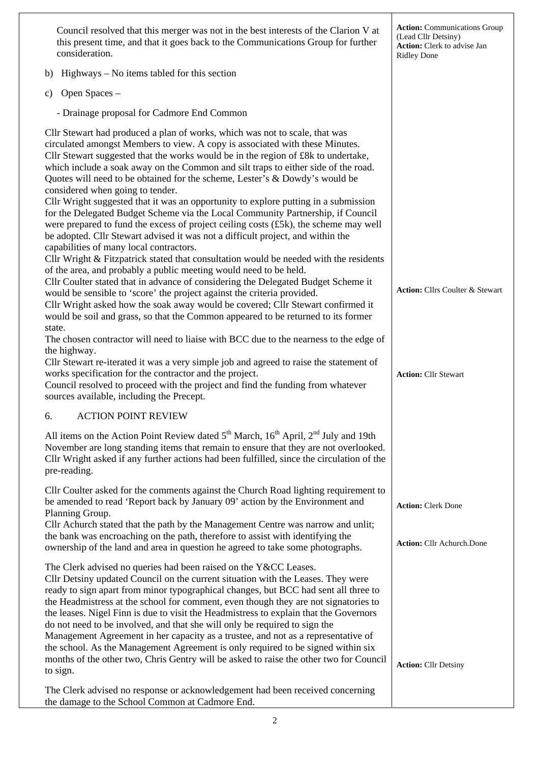| | |
|---|---|
| Council resolved that this merger was not in the best interests of the Clarion V at this present time, and that it goes back to the Communications Group for further consideration. | **Action:** Communications Group (Lead Cllr Detsiny) **Action:** Clerk to advise Jan Ridley Done |
| b) Highways – No items tabled for this section | |
| c) Open Spaces – | |
| - Drainage proposal for Cadmore End Common | |
| Cllr Stewart had produced a plan of works, which was not to scale, that was circulated amongst Members to view. A copy is associated with these Minutes. Cllr Stewart suggested that the works would be in the region of £8k to undertake, which include a soak away on the Common and silt traps to either side of the road. Quotes will need to be obtained for the scheme, Lester's & Dowdy's would be considered when going to tender. Cllr Wright suggested that it was an opportunity to explore putting in a submission for the Delegated Budget Scheme via the Local Community Partnership, if Council were prepared to fund the excess of project ceiling costs (£5k), the scheme may well be adopted. Cllr Stewart advised it was not a difficult project, and within the capabilities of many local contractors. Cllr Wright & Fitzpatrick stated that consultation would be needed with the residents of the area, and probably a public meeting would need to be held. Cllr Coulter stated that in advance of considering the Delegated Budget Scheme it would be sensible to 'score' the project against the criteria provided. | **Action:** Cllrs Coulter & Stewart |
| Cllr Wright asked how the soak away would be covered; Cllr Stewart confirmed it would be soil and grass, so that the Common appeared to be returned to its former state. The chosen contractor will need to liaise with BCC due to the nearness to the edge of the highway. Cllr Stewart re-iterated it was a very simple job and agreed to raise the statement of works specification for the contractor and the project. Council resolved to proceed with the project and find the funding from whatever sources available, including the Precept. | **Action:** Cllr Stewart |
| 6. ACTION POINT REVIEW | |
| All items on the Action Point Review dated 5th March, 16th April, 2nd July and 19th November are long standing items that remain to ensure that they are not overlooked. Cllr Wright asked if any further actions had been fulfilled, since the circulation of the pre-reading. | |
| Cllr Coulter asked for the comments against the Church Road lighting requirement to be amended to read 'Report back by January 09' action by the Environment and Planning Group. | **Action:** Clerk Done |
| Cllr Achurch stated that the path by the Management Centre was narrow and unlit; the bank was encroaching on the path, therefore to assist with identifying the ownership of the land and area in question he agreed to take some photographs. | **Action:** Cllr Achurch.Done |
| The Clerk advised no queries had been raised on the Y&CC Leases. Cllr Detsiny updated Council on the current situation with the Leases. They were ready to sign apart from minor typographical changes, but BCC had sent all three to the Headmistress at the school for comment, even though they are not signatories to the leases. Nigel Finn is due to visit the Headmistress to explain that the Governors do not need to be involved, and that she will only be required to sign the Management Agreement in her capacity as a trustee, and not as a representative of the school. As the Management Agreement is only required to be signed within six months of the other two, Chris Gentry will be asked to raise the other two for Council to sign. | **Action:** Cllr Detsiny |
| The Clerk advised no response or acknowledgement had been received concerning the damage to the School Common at Cadmore End. | |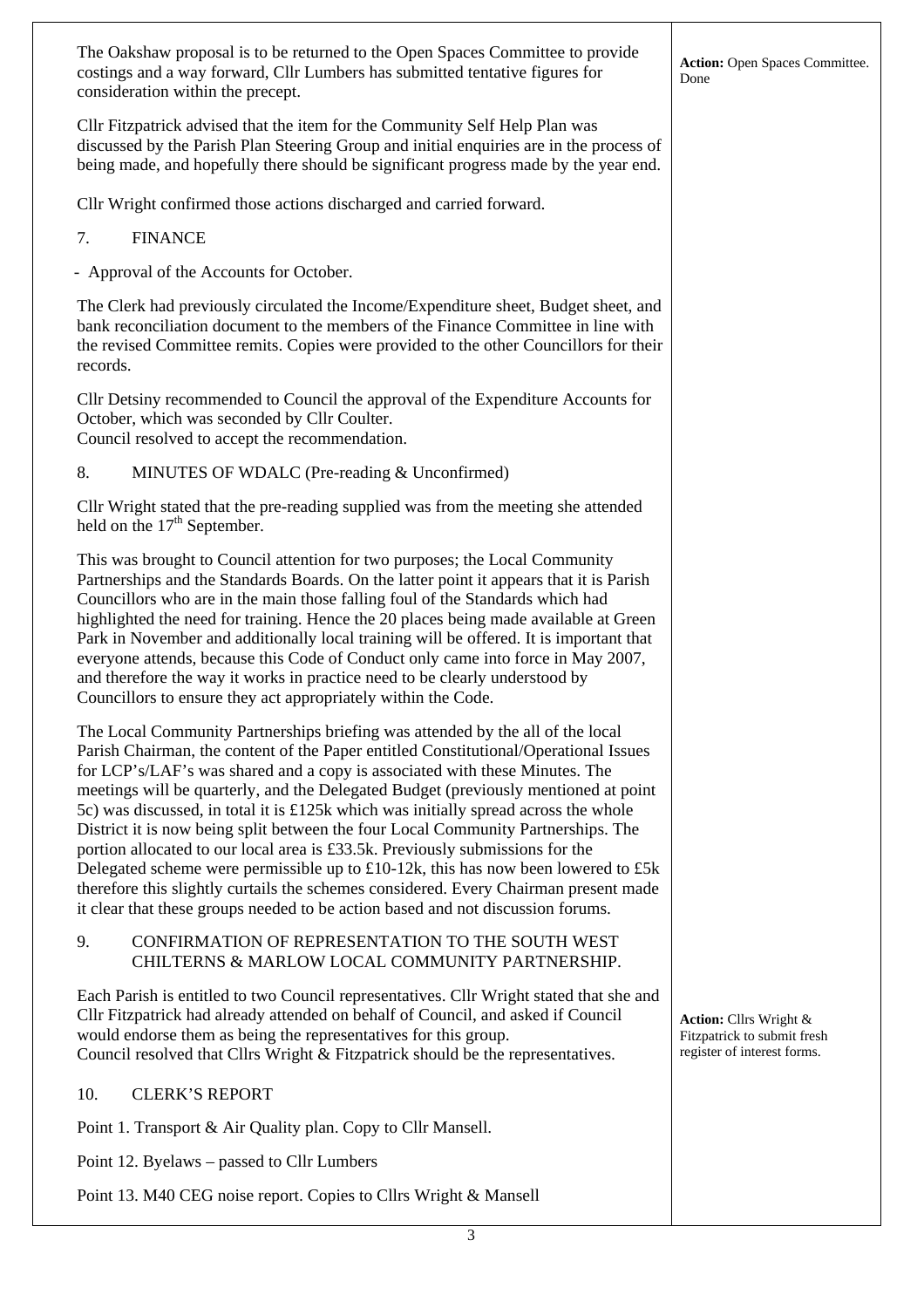The Oakshaw proposal is to be returned to the Open Spaces Committee to provide costings and a way forward, Cllr Lumbers has submitted tentative figures for consideration within the precept.

**Action:** Open Spaces Committee. Done

Cllr Fitzpatrick advised that the item for the Community Self Help Plan was discussed by the Parish Plan Steering Group and initial enquiries are in the process of being made, and hopefully there should be significant progress made by the year end.

Cllr Wright confirmed those actions discharged and carried forward.

7. FINANCE

- Approval of the Accounts for October.

The Clerk had previously circulated the Income/Expenditure sheet, Budget sheet, and bank reconciliation document to the members of the Finance Committee in line with the revised Committee remits. Copies were provided to the other Councillors for their records.

Cllr Detsiny recommended to Council the approval of the Expenditure Accounts for October, which was seconded by Cllr Coulter.
Council resolved to accept the recommendation.

8. MINUTES OF WDALC (Pre-reading & Unconfirmed)

Cllr Wright stated that the pre-reading supplied was from the meeting she attended held on the 17th September.

This was brought to Council attention for two purposes; the Local Community Partnerships and the Standards Boards. On the latter point it appears that it is Parish Councillors who are in the main those falling foul of the Standards which had highlighted the need for training. Hence the 20 places being made available at Green Park in November and additionally local training will be offered. It is important that everyone attends, because this Code of Conduct only came into force in May 2007, and therefore the way it works in practice need to be clearly understood by Councillors to ensure they act appropriately within the Code.

The Local Community Partnerships briefing was attended by the all of the local Parish Chairman, the content of the Paper entitled Constitutional/Operational Issues for LCP's/LAF's was shared and a copy is associated with these Minutes. The meetings will be quarterly, and the Delegated Budget (previously mentioned at point 5c) was discussed, in total it is £125k which was initially spread across the whole District it is now being split between the four Local Community Partnerships. The portion allocated to our local area is £33.5k. Previously submissions for the Delegated scheme were permissible up to £10-12k, this has now been lowered to £5k therefore this slightly curtails the schemes considered. Every Chairman present made it clear that these groups needed to be action based and not discussion forums.

9. CONFIRMATION OF REPRESENTATION TO THE SOUTH WEST CHILTERNS & MARLOW LOCAL COMMUNITY PARTNERSHIP.

Each Parish is entitled to two Council representatives. Cllr Wright stated that she and Cllr Fitzpatrick had already attended on behalf of Council, and asked if Council would endorse them as being the representatives for this group.
Council resolved that Cllrs Wright & Fitzpatrick should be the representatives.

**Action:** Cllrs Wright & Fitzpatrick to submit fresh register of interest forms.

10. CLERK'S REPORT

Point 1. Transport & Air Quality plan. Copy to Cllr Mansell.

Point 12. Byelaws – passed to Cllr Lumbers

Point 13. M40 CEG noise report. Copies to Cllrs Wright & Mansell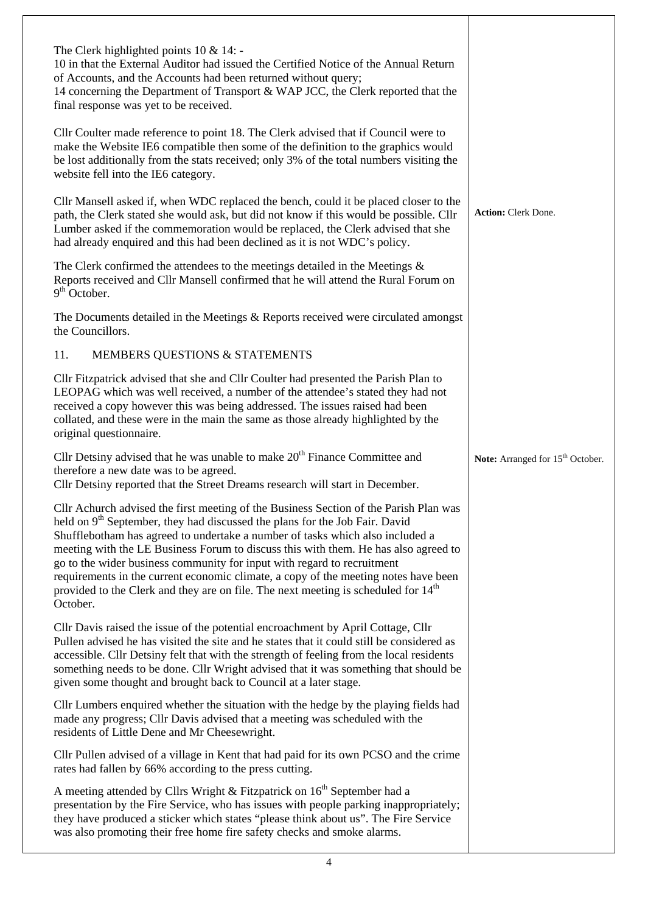| | |
|---|---|
| The Clerk highlighted points 10 & 14: -<br>10 in that the External Auditor had issued the Certified Notice of the Annual Return of Accounts, and the Accounts had been returned without query;<br>14 concerning the Department of Transport & WAP JCC, the Clerk reported that the final response was yet to be received. | |
| Cllr Coulter made reference to point 18. The Clerk advised that if Council were to make the Website IE6 compatible then some of the definition to the graphics would be lost additionally from the stats received; only 3% of the total numbers visiting the website fell into the IE6 category. | |
| Cllr Mansell asked if, when WDC replaced the bench, could it be placed closer to the path, the Clerk stated she would ask, but did not know if this would be possible. Cllr Lumber asked if the commemoration would be replaced, the Clerk advised that she had already enquired and this had been declined as it is not WDC's policy. | **Action:** Clerk Done. |
| The Clerk confirmed the attendees to the meetings detailed in the Meetings & Reports received and Cllr Mansell confirmed that he will attend the Rural Forum on 9th October. | |
| The Documents detailed in the Meetings & Reports received were circulated amongst the Councillors. | |
| 11. MEMBERS QUESTIONS & STATEMENTS | |
| Cllr Fitzpatrick advised that she and Cllr Coulter had presented the Parish Plan to LEOPAG which was well received, a number of the attendee's stated they had not received a copy however this was being addressed. The issues raised had been collated, and these were in the main the same as those already highlighted by the original questionnaire. | |
| Cllr Detsiny advised that he was unable to make 20th Finance Committee and therefore a new date was to be agreed.<br>Cllr Detsiny reported that the Street Dreams research will start in December. | **Note:** Arranged for 15th October. |
| Cllr Achurch advised the first meeting of the Business Section of the Parish Plan was held on 9th September, they had discussed the plans for the Job Fair. David Shufflebotham has agreed to undertake a number of tasks which also included a meeting with the LE Business Forum to discuss this with them. He has also agreed to go to the wider business community for input with regard to recruitment requirements in the current economic climate, a copy of the meeting notes have been provided to the Clerk and they are on file. The next meeting is scheduled for 14th October. | |
| Cllr Davis raised the issue of the potential encroachment by April Cottage, Cllr Pullen advised he has visited the site and he states that it could still be considered as accessible. Cllr Detsiny felt that with the strength of feeling from the local residents something needs to be done. Cllr Wright advised that it was something that should be given some thought and brought back to Council at a later stage. | |
| Cllr Lumbers enquired whether the situation with the hedge by the playing fields had made any progress; Cllr Davis advised that a meeting was scheduled with the residents of Little Dene and Mr Cheesewright. | |
| Cllr Pullen advised of a village in Kent that had paid for its own PCSO and the crime rates had fallen by 66% according to the press cutting. | |
| A meeting attended by Cllrs Wright & Fitzpatrick on 16th September had a presentation by the Fire Service, who has issues with people parking inappropriately; they have produced a sticker which states "please think about us". The Fire Service was also promoting their free home fire safety checks and smoke alarms. | |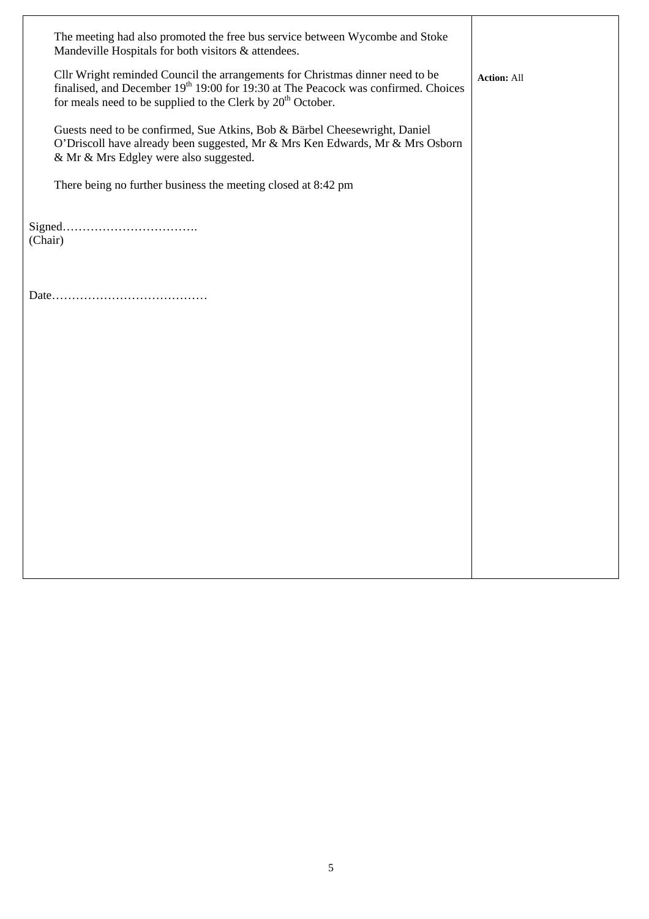| | |
|---|---|
| The meeting had also promoted the free bus service between Wycombe and Stoke Mandeville Hospitals for both visitors & attendees.<br><br>Cllr Wright reminded Council the arrangements for Christmas dinner need to be finalised, and December 19th 19:00 for 19:30 at The Peacock was confirmed. Choices for meals need to be supplied to the Clerk by 20th October.<br><br>Guests need to be confirmed, Sue Atkins, Bob & Bärbel Cheesewright, Daniel O'Driscoll have already been suggested, Mr & Mrs Ken Edwards, Mr & Mrs Osborn & Mr & Mrs Edgley were also suggested.<br><br>There being no further business the meeting closed at 8:42 pm<br><br>Signed…………………………….<br>(Chair)<br><br>Date………………………………… | **Action:** All |